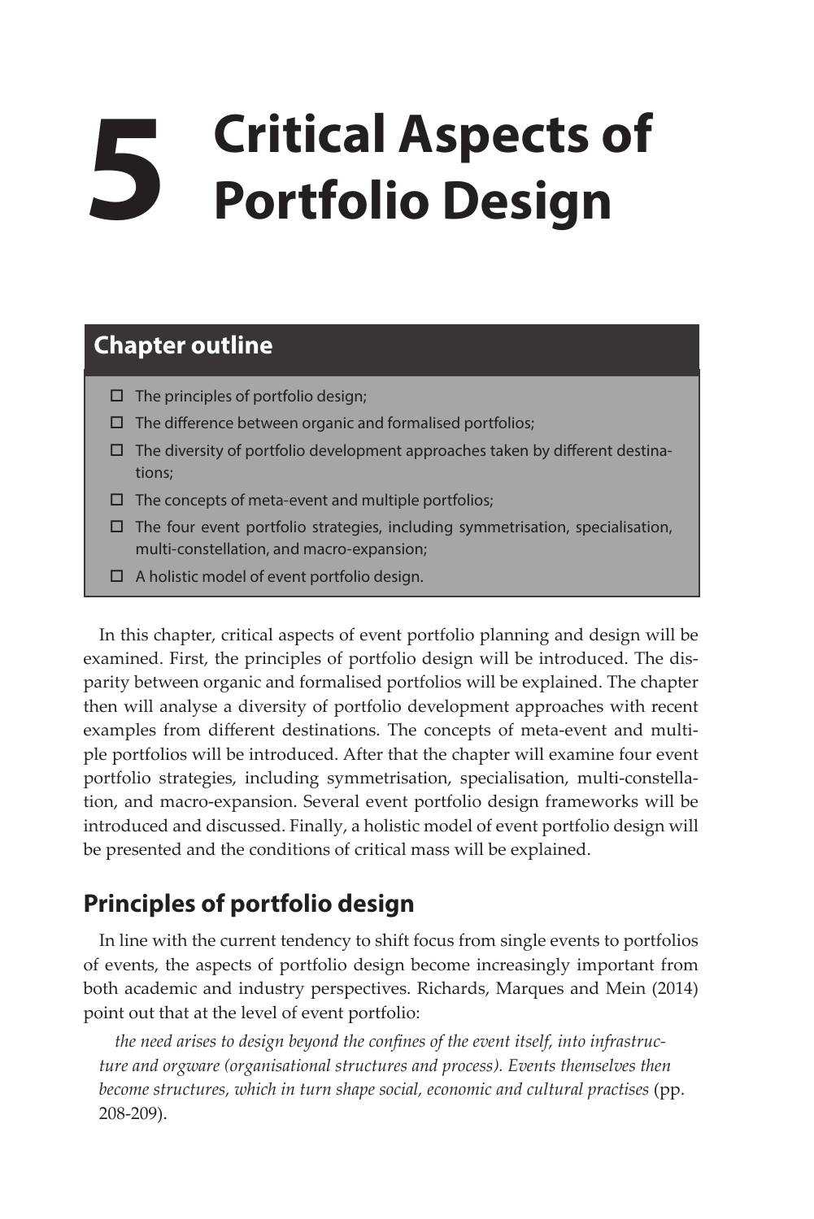# 5 Critical Aspects of Portfolio Design

## Chapter outline

- ☐ The principles of portfolio design;
- ☐ The difference between organic and formalised portfolios;
- ☐ The diversity of portfolio development approaches taken by different destinations;
- ☐ The concepts of meta-event and multiple portfolios;
- ☐ The four event portfolio strategies, including symmetrisation, specialisation, multi-constellation, and macro-expansion;
- ☐ A holistic model of event portfolio design.

In this chapter, critical aspects of event portfolio planning and design will be examined. First, the principles of portfolio design will be introduced. The disparity between organic and formalised portfolios will be explained. The chapter then will analyse a diversity of portfolio development approaches with recent examples from different destinations. The concepts of meta-event and multiple portfolios will be introduced. After that the chapter will examine four event portfolio strategies, including symmetrisation, specialisation, multi-constellation, and macro-expansion. Several event portfolio design frameworks will be introduced and discussed. Finally, a holistic model of event portfolio design will be presented and the conditions of critical mass will be explained.

## Principles of portfolio design

In line with the current tendency to shift focus from single events to portfolios of events, the aspects of portfolio design become increasingly important from both academic and industry perspectives. Richards, Marques and Mein (2014) point out that at the level of event portfolio:

> *the need arises to design beyond the confines of the event itself, into infrastructure and orgware (organisational structures and process). Events themselves then become structures, which in turn shape social, economic and cultural practises* (pp. 208-209).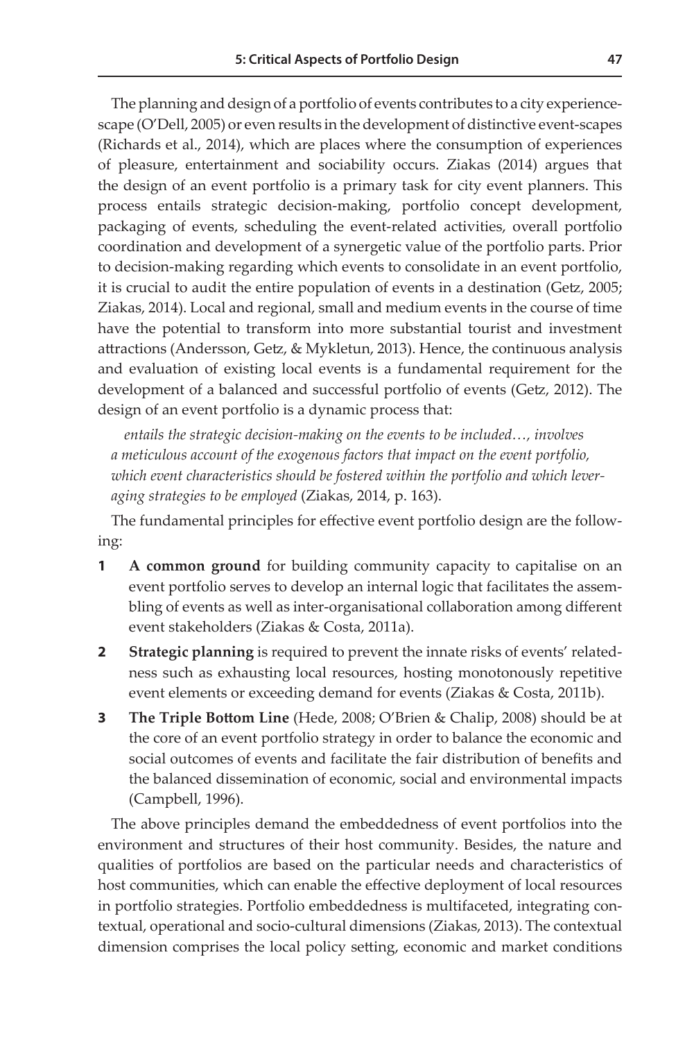The planning and design of a portfolio of events contributes to a city experiencescape (O'Dell, 2005) or even results in the development of distinctive event-scapes (Richards et al., 2014), which are places where the consumption of experiences of pleasure, entertainment and sociability occurs. Ziakas (2014) argues that the design of an event portfolio is a primary task for city event planners. This process entails strategic decision-making, portfolio concept development, packaging of events, scheduling the event-related activities, overall portfolio coordination and development of a synergetic value of the portfolio parts. Prior to decision-making regarding which events to consolidate in an event portfolio, it is crucial to audit the entire population of events in a destination (Getz, 2005; Ziakas, 2014). Local and regional, small and medium events in the course of time have the potential to transform into more substantial tourist and investment attractions (Andersson, Getz, & Mykletun, 2013). Hence, the continuous analysis and evaluation of existing local events is a fundamental requirement for the development of a balanced and successful portfolio of events (Getz, 2012). The design of an event portfolio is a dynamic process that:

> *entails the strategic decision-making on the events to be included…, involves a meticulous account of the exogenous factors that impact on the event portfolio, which event characteristics should be fostered within the portfolio and which leveraging strategies to be employed* (Ziakas, 2014, p. 163).

The fundamental principles for effective event portfolio design are the following:

1. **A common ground** for building community capacity to capitalise on an event portfolio serves to develop an internal logic that facilitates the assembling of events as well as inter-organisational collaboration among different event stakeholders (Ziakas & Costa, 2011a).
2. **Strategic planning** is required to prevent the innate risks of events' relatedness such as exhausting local resources, hosting monotonously repetitive event elements or exceeding demand for events (Ziakas & Costa, 2011b).
3. **The Triple Bottom Line** (Hede, 2008; O'Brien & Chalip, 2008) should be at the core of an event portfolio strategy in order to balance the economic and social outcomes of events and facilitate the fair distribution of benefits and the balanced dissemination of economic, social and environmental impacts (Campbell, 1996).

The above principles demand the embeddedness of event portfolios into the environment and structures of their host community. Besides, the nature and qualities of portfolios are based on the particular needs and characteristics of host communities, which can enable the effective deployment of local resources in portfolio strategies. Portfolio embeddedness is multifaceted, integrating contextual, operational and socio-cultural dimensions (Ziakas, 2013). The contextual dimension comprises the local policy setting, economic and market conditions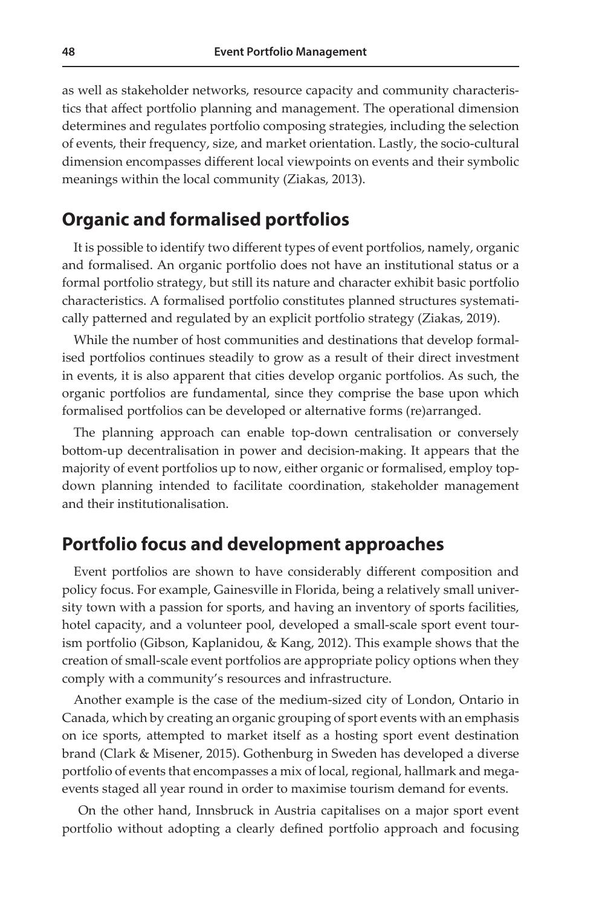as well as stakeholder networks, resource capacity and community characteristics that affect portfolio planning and management. The operational dimension determines and regulates portfolio composing strategies, including the selection of events, their frequency, size, and market orientation. Lastly, the socio-cultural dimension encompasses different local viewpoints on events and their symbolic meanings within the local community (Ziakas, 2013).

## Organic and formalised portfolios

It is possible to identify two different types of event portfolios, namely, organic and formalised. An organic portfolio does not have an institutional status or a formal portfolio strategy, but still its nature and character exhibit basic portfolio characteristics. A formalised portfolio constitutes planned structures systematically patterned and regulated by an explicit portfolio strategy (Ziakas, 2019).

While the number of host communities and destinations that develop formalised portfolios continues steadily to grow as a result of their direct investment in events, it is also apparent that cities develop organic portfolios. As such, the organic portfolios are fundamental, since they comprise the base upon which formalised portfolios can be developed or alternative forms (re)arranged.

The planning approach can enable top-down centralisation or conversely bottom-up decentralisation in power and decision-making. It appears that the majority of event portfolios up to now, either organic or formalised, employ top-down planning intended to facilitate coordination, stakeholder management and their institutionalisation.

## Portfolio focus and development approaches

Event portfolios are shown to have considerably different composition and policy focus. For example, Gainesville in Florida, being a relatively small university town with a passion for sports, and having an inventory of sports facilities, hotel capacity, and a volunteer pool, developed a small-scale sport event tourism portfolio (Gibson, Kaplanidou, & Kang, 2012). This example shows that the creation of small-scale event portfolios are appropriate policy options when they comply with a community's resources and infrastructure.

Another example is the case of the medium-sized city of London, Ontario in Canada, which by creating an organic grouping of sport events with an emphasis on ice sports, attempted to market itself as a hosting sport event destination brand (Clark & Misener, 2015). Gothenburg in Sweden has developed a diverse portfolio of events that encompasses a mix of local, regional, hallmark and mega-events staged all year round in order to maximise tourism demand for events.

On the other hand, Innsbruck in Austria capitalises on a major sport event portfolio without adopting a clearly defined portfolio approach and focusing